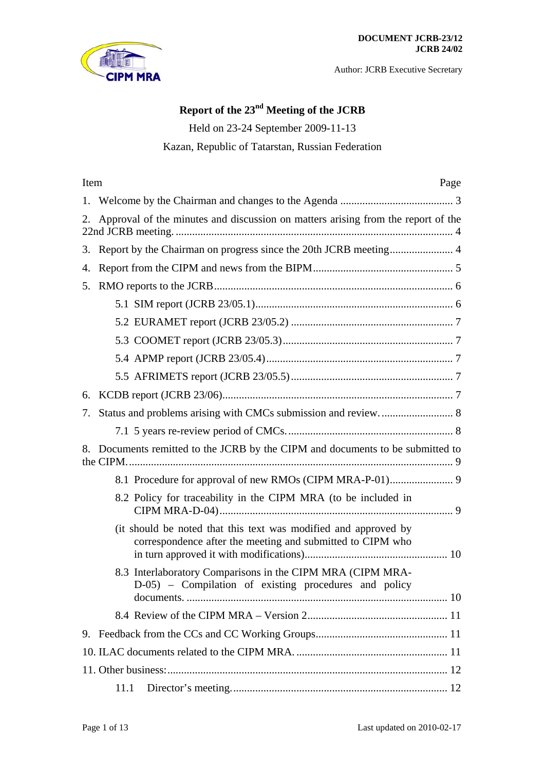**DOCUMENT JCRB-23/12**
**JCRB 24/02**

Author: JCRB Executive Secretary

# Report of the 23rd Meeting of the JCRB

Held on 23-24 September 2009-11-13

Kazan, Republic of Tatarstan, Russian Federation

| Item | Page |
| --- | --- |
| 1. Welcome by the Chairman and changes to the Agenda | 3 |
| 2. Approval of the minutes and discussion on matters arising from the report of the 22nd JCRB meeting. | 4 |
| 3. Report by the Chairman on progress since the 20th JCRB meeting | 4 |
| 4. Report from the CIPM and news from the BIPM | 5 |
| 5. RMO reports to the JCRB | 6 |
| 5.1 SIM report (JCRB 23/05.1) | 6 |
| 5.2 EURAMET report (JCRB 23/05.2) | 7 |
| 5.3 COOMET report (JCRB 23/05.3) | 7 |
| 5.4 APMP report (JCRB 23/05.4) | 7 |
| 5.5 AFRIMETS report (JCRB 23/05.5) | 7 |
| 6. KCDB report (JCRB 23/06) | 7 |
| 7. Status and problems arising with CMCs submission and review. | 8 |
| 7.1 5 years re-review period of CMCs. | 8 |
| 8. Documents remitted to the JCRB by the CIPM and documents to be submitted to the CIPM. | 9 |
| 8.1 Procedure for approval of new RMOs (CIPM MRA-P-01) | 9 |
| 8.2 Policy for traceability in the CIPM MRA (to be included in CIPM MRA-D-04) | 9 |
| (it should be noted that this text was modified and approved by correspondence after the meeting and submitted to CIPM who in turn approved it with modifications) | 10 |
| 8.3 Interlaboratory Comparisons in the CIPM MRA (CIPM MRA-D-05) – Compilation of existing procedures and policy documents. | 10 |
| 8.4 Review of the CIPM MRA – Version 2 | 11 |
| 9. Feedback from the CCs and CC Working Groups | 11 |
| 10. ILAC documents related to the CIPM MRA. | 11 |
| 11. Other business: | 12 |
| 11.1 Director's meeting. | 12 |

Last updated on 2010-02-17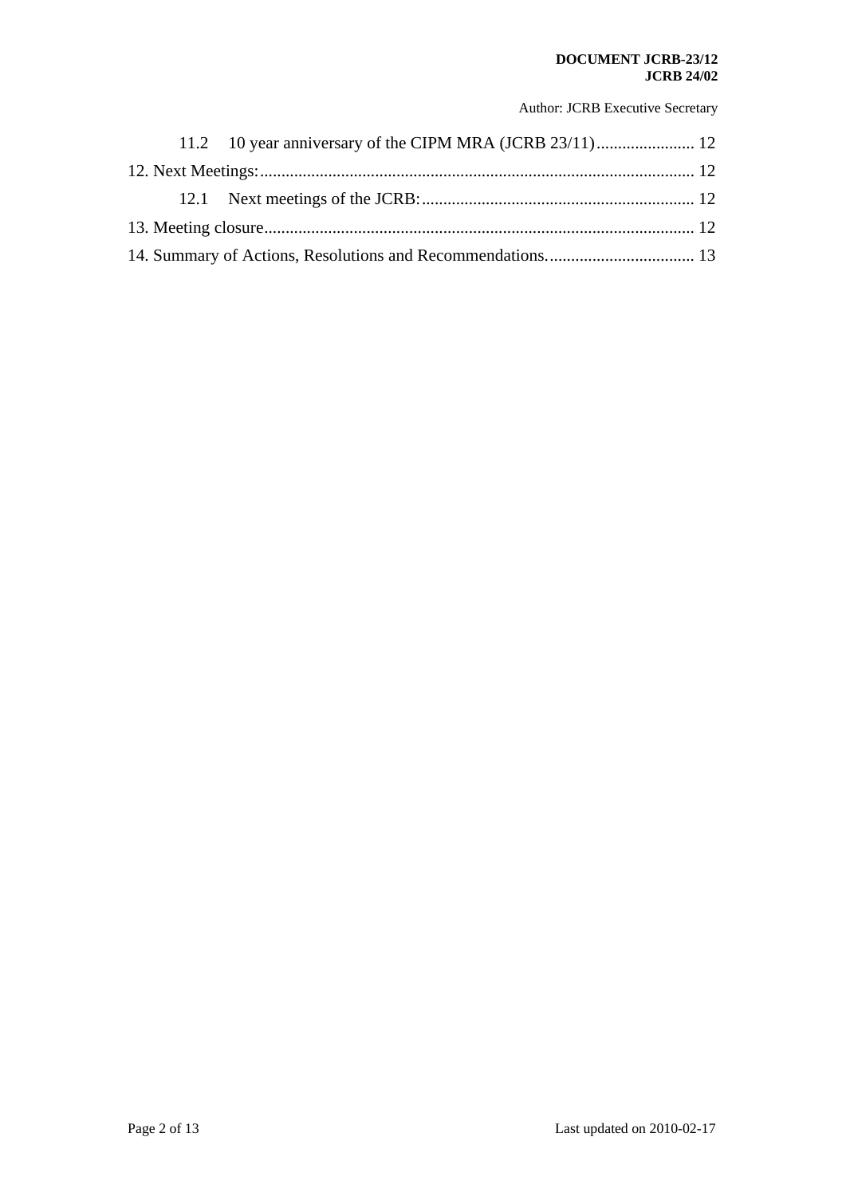11.2 10 year anniversary of the CIPM MRA (JCRB 23/11) ....................... 12

12. Next Meetings: ..................................................................................................... 12

12.1 Next meetings of the JCRB: ................................................................ 12

13. Meeting closure ..................................................................................................... 12

14. Summary of Actions, Resolutions and Recommendations. .................................. 13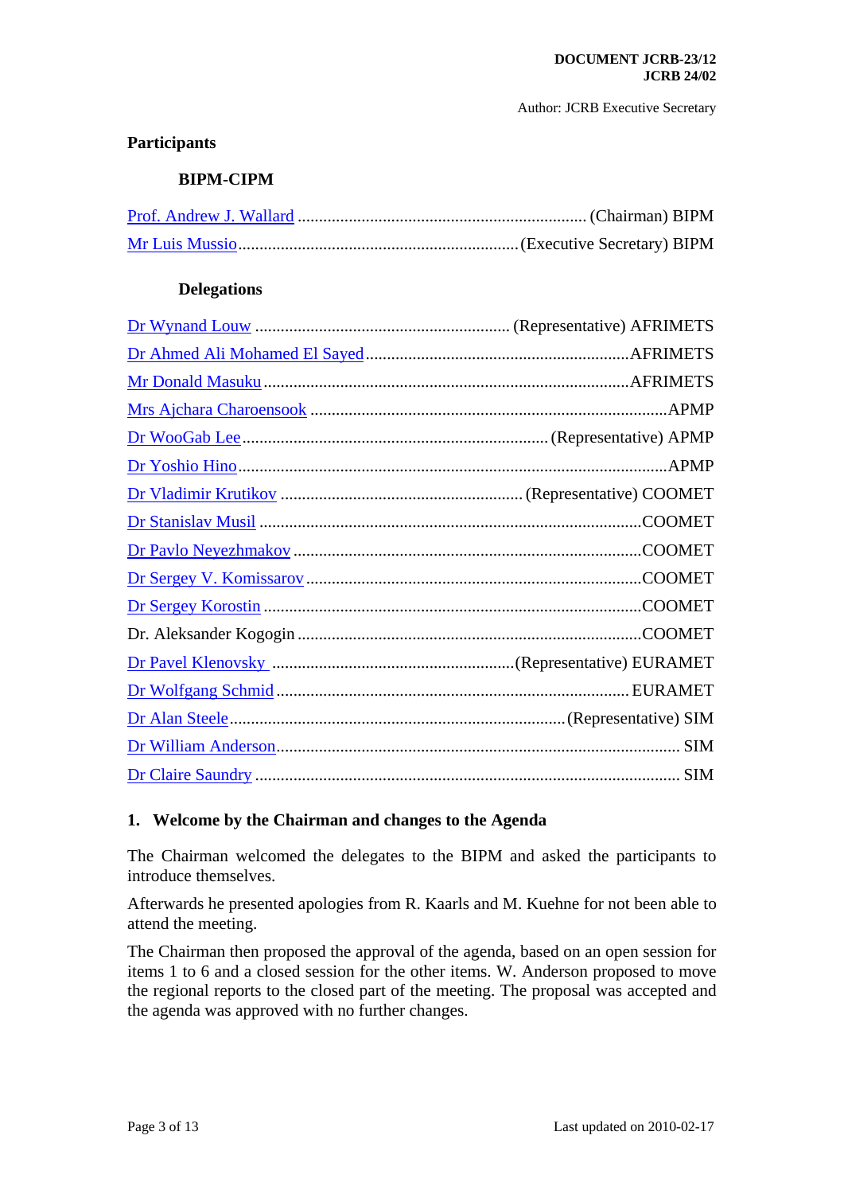DOCUMENT JCRB-23/12
JCRB 24/02

Author: JCRB Executive Secretary

**Participants**

**BIPM-CIPM**

Prof. Andrew J. Wallard ................................................................... (Chairman) BIPM
Mr Luis Mussio................................................................. (Executive Secretary) BIPM

**Delegations**

Dr Wynand Louw ........................................................... (Representative) AFRIMETS
Dr Ahmed Ali Mohamed El Sayed .............................................................AFRIMETS
Mr Donald Masuku .....................................................................................AFRIMETS
Mrs Ajchara Charoensook ...................................................................................APMP
Dr WooGab Lee ....................................................................... (Representative) APMP
Dr Yoshio Hino.....................................................................................................APMP
Dr Vladimir Krutikov ........................................................ (Representative) COOMET
Dr Stanislav Musil ........................................................................................COOMET
Dr Pavlo Neyezhmakov ................................................................................COOMET
Dr Sergey V. Komissarov .............................................................................COOMET
Dr Sergey Korostin ........................................................................................COOMET
Dr. Aleksander Kogogin ................................................................................COOMET
Dr Pavel Klenovsky ........................................................(Representative) EURAMET
Dr Wolfgang Schmid ................................................................................. EURAMET
Dr Alan Steele..............................................................................(Representative) SIM
Dr William Anderson............................................................................................ SIM
Dr Claire Saundry ................................................................................................. SIM

## 1. Welcome by the Chairman and changes to the Agenda

The Chairman welcomed the delegates to the BIPM and asked the participants to introduce themselves.

Afterwards he presented apologies from R. Kaarls and M. Kuehne for not been able to attend the meeting.

The Chairman then proposed the approval of the agenda, based on an open session for items 1 to 6 and a closed session for the other items. W. Anderson proposed to move the regional reports to the closed part of the meeting. The proposal was accepted and the agenda was approved with no further changes.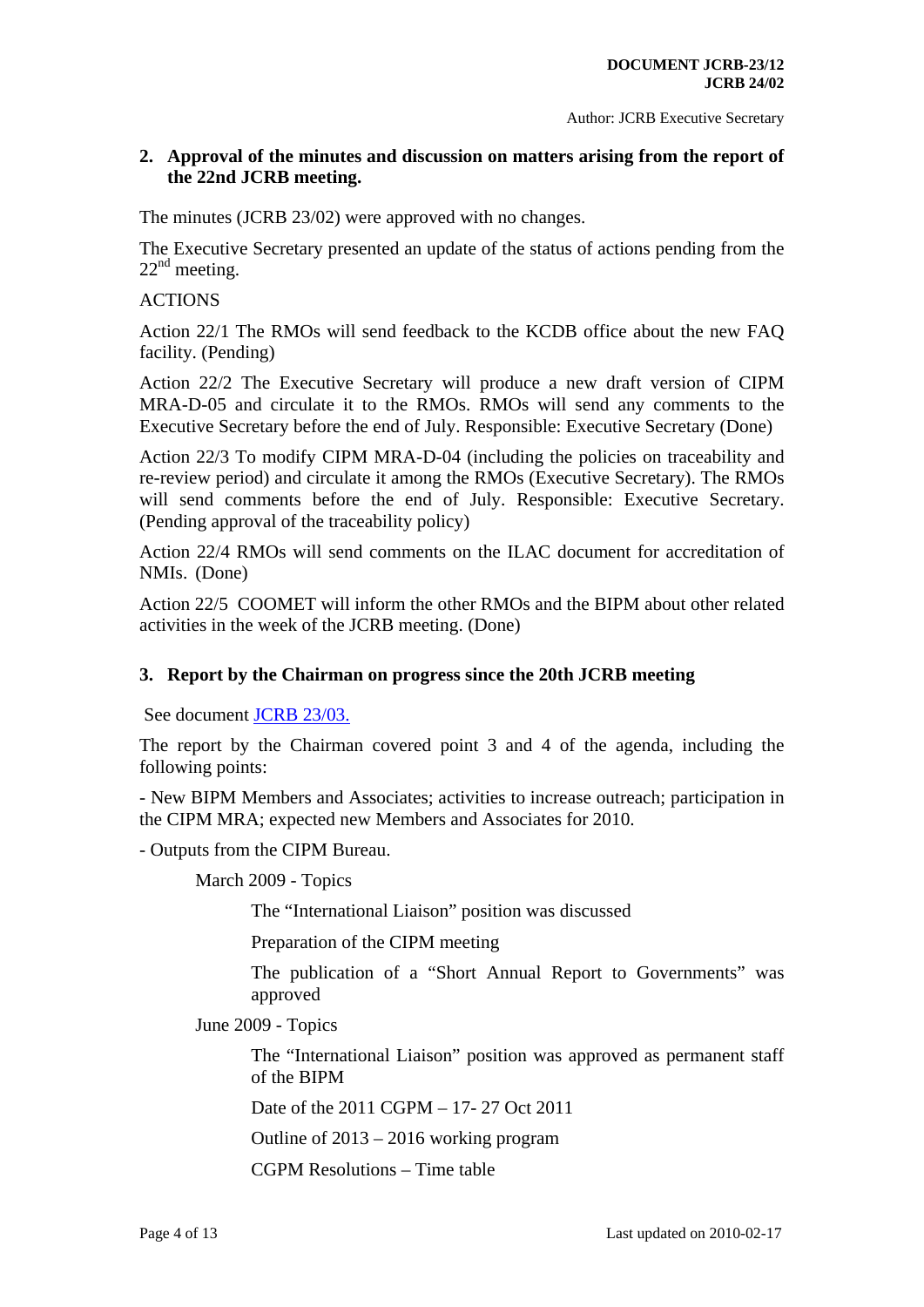## 2. Approval of the minutes and discussion on matters arising from the report of the 22nd JCRB meeting.

The minutes (JCRB 23/02) were approved with no changes.

The Executive Secretary presented an update of the status of actions pending from the 22nd meeting.

ACTIONS

Action 22/1 The RMOs will send feedback to the KCDB office about the new FAQ facility. (Pending)

Action 22/2 The Executive Secretary will produce a new draft version of CIPM MRA-D-05 and circulate it to the RMOs. RMOs will send any comments to the Executive Secretary before the end of July. Responsible: Executive Secretary (Done)

Action 22/3 To modify CIPM MRA-D-04 (including the policies on traceability and re-review period) and circulate it among the RMOs (Executive Secretary). The RMOs will send comments before the end of July. Responsible: Executive Secretary. (Pending approval of the traceability policy)

Action 22/4 RMOs will send comments on the ILAC document for accreditation of NMIs. (Done)

Action 22/5 COOMET will inform the other RMOs and the BIPM about other related activities in the week of the JCRB meeting. (Done)

## 3. Report by the Chairman on progress since the 20th JCRB meeting

See document JCRB 23/03.

The report by the Chairman covered point 3 and 4 of the agenda, including the following points:

- New BIPM Members and Associates; activities to increase outreach; participation in the CIPM MRA; expected new Members and Associates for 2010.

- Outputs from the CIPM Bureau.

  March 2009 - Topics

    The "International Liaison" position was discussed

    Preparation of the CIPM meeting

    The publication of a "Short Annual Report to Governments" was approved

  June 2009 - Topics

    The "International Liaison" position was approved as permanent staff of the BIPM

    Date of the 2011 CGPM – 17- 27 Oct 2011

    Outline of 2013 – 2016 working program

    CGPM Resolutions – Time table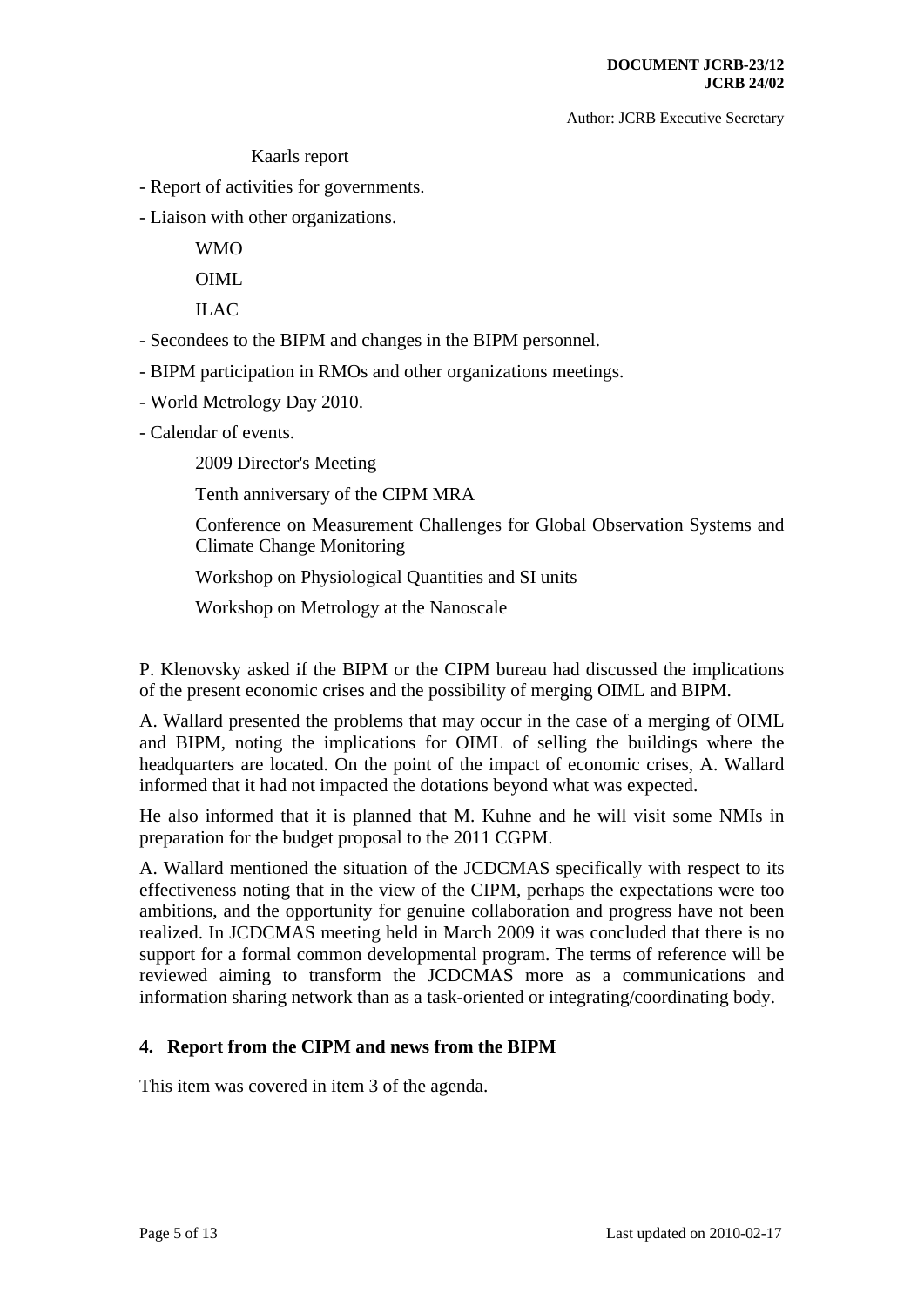Kaarls report

- Report of activities for governments.
- Liaison with other organizations.

    WMO

    OIML

    ILAC

- Secondees to the BIPM and changes in the BIPM personnel.
- BIPM participation in RMOs and other organizations meetings.
- World Metrology Day 2010.
- Calendar of events.

    2009 Director's Meeting

    Tenth anniversary of the CIPM MRA

    Conference on Measurement Challenges for Global Observation Systems and Climate Change Monitoring

    Workshop on Physiological Quantities and SI units

    Workshop on Metrology at the Nanoscale

P. Klenovsky asked if the BIPM or the CIPM bureau had discussed the implications of the present economic crises and the possibility of merging OIML and BIPM.

A. Wallard presented the problems that may occur in the case of a merging of OIML and BIPM, noting the implications for OIML of selling the buildings where the headquarters are located. On the point of the impact of economic crises, A. Wallard informed that it had not impacted the dotations beyond what was expected.

He also informed that it is planned that M. Kuhne and he will visit some NMIs in preparation for the budget proposal to the 2011 CGPM.

A. Wallard mentioned the situation of the JCDCMAS specifically with respect to its effectiveness noting that in the view of the CIPM, perhaps the expectations were too ambitions, and the opportunity for genuine collaboration and progress have not been realized. In JCDCMAS meeting held in March 2009 it was concluded that there is no support for a formal common developmental program. The terms of reference will be reviewed aiming to transform the JCDCMAS more as a communications and information sharing network than as a task-oriented or integrating/coordinating body.

## 4. Report from the CIPM and news from the BIPM

This item was covered in item 3 of the agenda.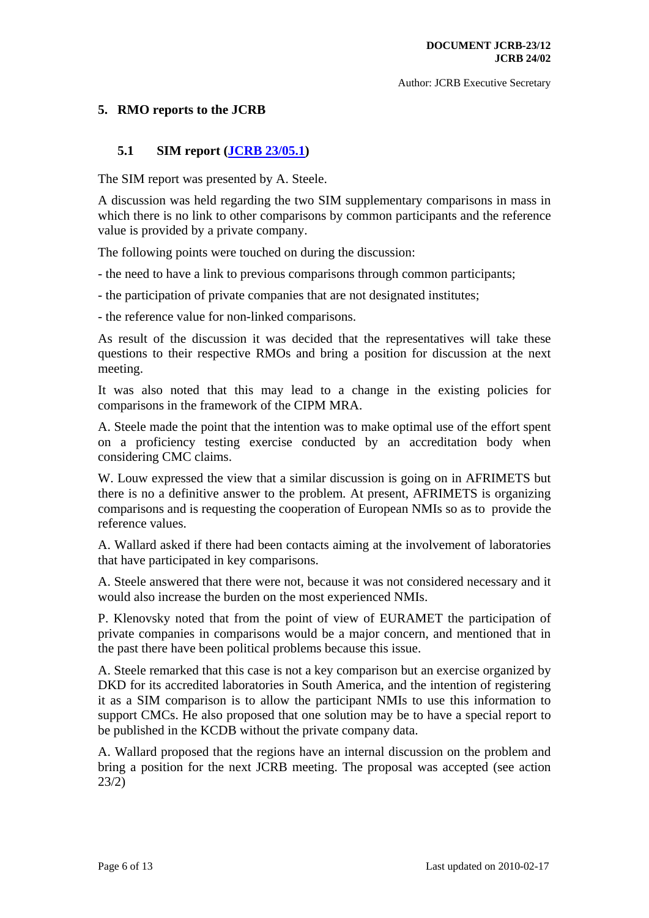## 5. RMO reports to the JCRB

### 5.1 SIM report (JCRB 23/05.1)

The SIM report was presented by A. Steele.

A discussion was held regarding the two SIM supplementary comparisons in mass in which there is no link to other comparisons by common participants and the reference value is provided by a private company.

The following points were touched on during the discussion:

- the need to have a link to previous comparisons through common participants;

- the participation of private companies that are not designated institutes;

- the reference value for non-linked comparisons.

As result of the discussion it was decided that the representatives will take these questions to their respective RMOs and bring a position for discussion at the next meeting.

It was also noted that this may lead to a change in the existing policies for comparisons in the framework of the CIPM MRA.

A. Steele made the point that the intention was to make optimal use of the effort spent on a proficiency testing exercise conducted by an accreditation body when considering CMC claims.

W. Louw expressed the view that a similar discussion is going on in AFRIMETS but there is no a definitive answer to the problem. At present, AFRIMETS is organizing comparisons and is requesting the cooperation of European NMIs so as to provide the reference values.

A. Wallard asked if there had been contacts aiming at the involvement of laboratories that have participated in key comparisons.

A. Steele answered that there were not, because it was not considered necessary and it would also increase the burden on the most experienced NMIs.

P. Klenovsky noted that from the point of view of EURAMET the participation of private companies in comparisons would be a major concern, and mentioned that in the past there have been political problems because this issue.

A. Steele remarked that this case is not a key comparison but an exercise organized by DKD for its accredited laboratories in South America, and the intention of registering it as a SIM comparison is to allow the participant NMIs to use this information to support CMCs. He also proposed that one solution may be to have a special report to be published in the KCDB without the private company data.

A. Wallard proposed that the regions have an internal discussion on the problem and bring a position for the next JCRB meeting. The proposal was accepted (see action 23/2)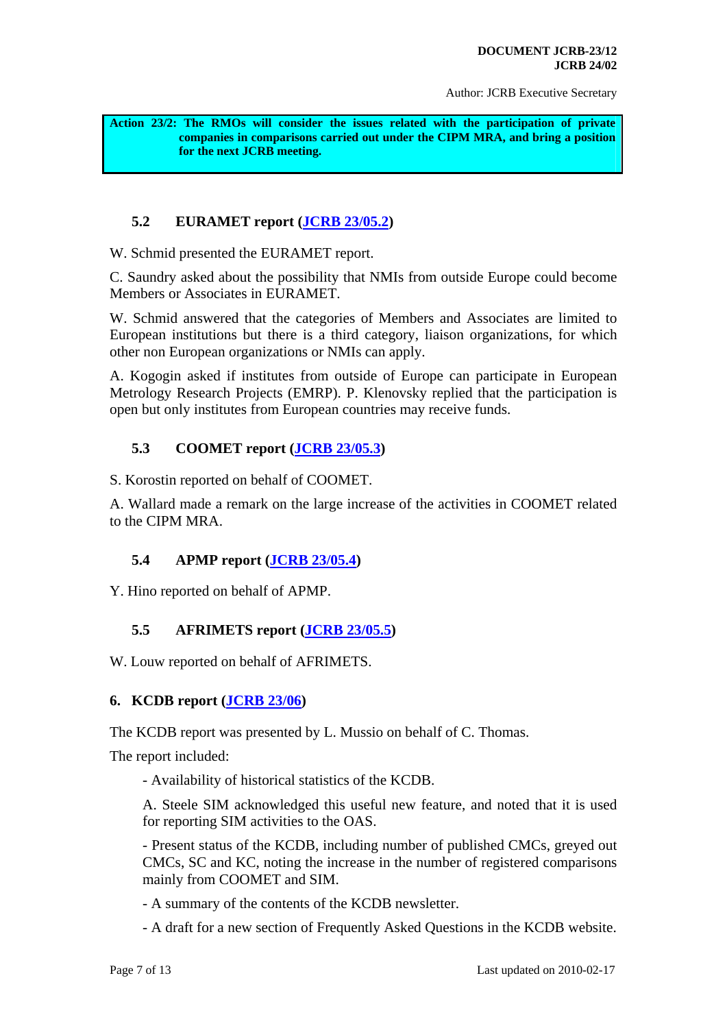**Action 23/2: The RMOs will consider the issues related with the participation of private companies in comparisons carried out under the CIPM MRA, and bring a position for the next JCRB meeting.**

### 5.2 EURAMET report (JCRB 23/05.2)

W. Schmid presented the EURAMET report.

C. Saundry asked about the possibility that NMIs from outside Europe could become Members or Associates in EURAMET.

W. Schmid answered that the categories of Members and Associates are limited to European institutions but there is a third category, liaison organizations, for which other non European organizations or NMIs can apply.

A. Kogogin asked if institutes from outside of Europe can participate in European Metrology Research Projects (EMRP). P. Klenovsky replied that the participation is open but only institutes from European countries may receive funds.

### 5.3 COOMET report (JCRB 23/05.3)

S. Korostin reported on behalf of COOMET.

A. Wallard made a remark on the large increase of the activities in COOMET related to the CIPM MRA.

### 5.4 APMP report (JCRB 23/05.4)

Y. Hino reported on behalf of APMP.

### 5.5 AFRIMETS report (JCRB 23/05.5)

W. Louw reported on behalf of AFRIMETS.

## 6. KCDB report (JCRB 23/06)

The KCDB report was presented by L. Mussio on behalf of C. Thomas.

The report included:

- Availability of historical statistics of the KCDB.

  A. Steele SIM acknowledged this useful new feature, and noted that it is used for reporting SIM activities to the OAS.

- Present status of the KCDB, including number of published CMCs, greyed out CMCs, SC and KC, noting the increase in the number of registered comparisons mainly from COOMET and SIM.

- A summary of the contents of the KCDB newsletter.

- A draft for a new section of Frequently Asked Questions in the KCDB website.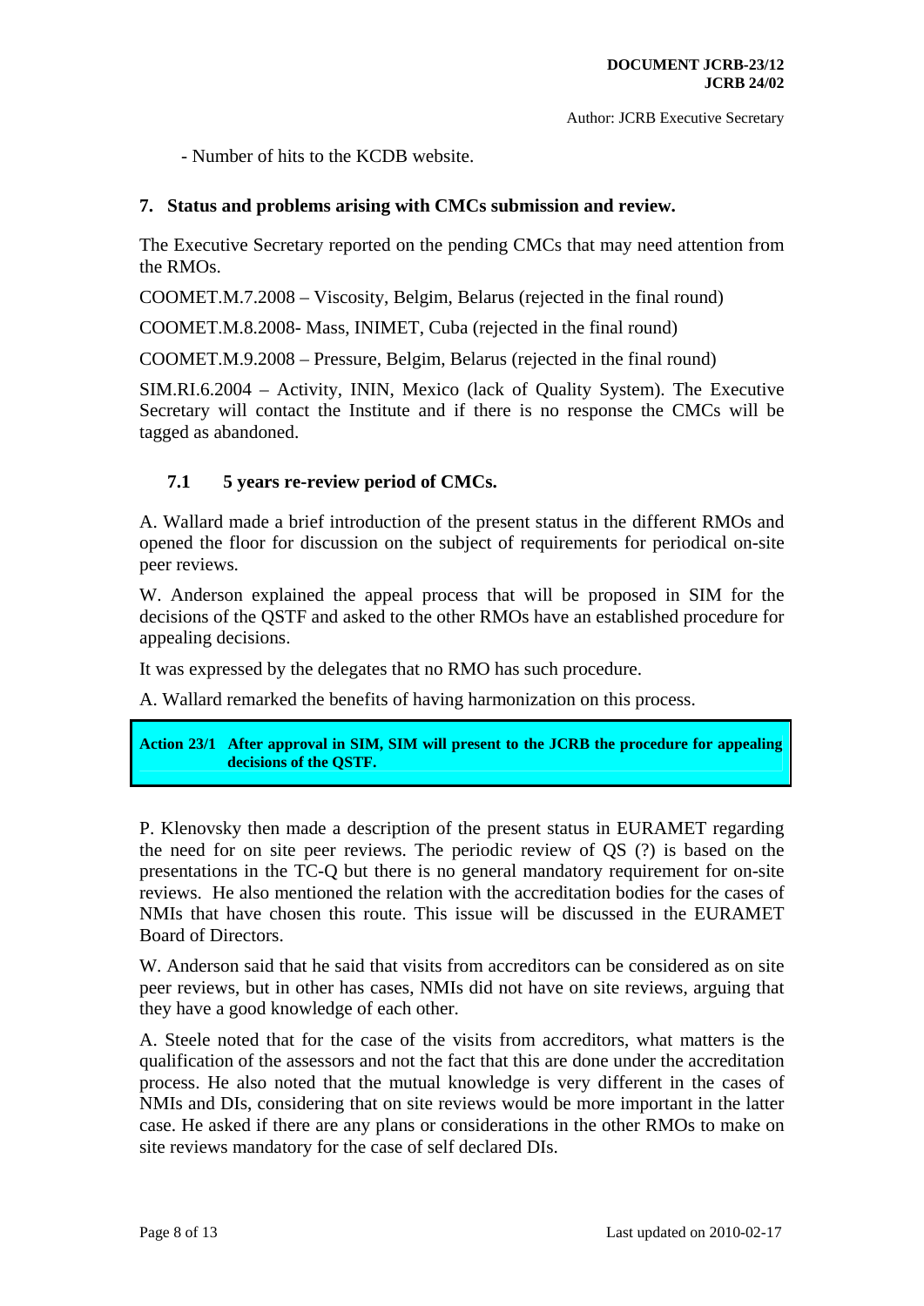- Number of hits to the KCDB website.

## 7. Status and problems arising with CMCs submission and review.

The Executive Secretary reported on the pending CMCs that may need attention from the RMOs.

COOMET.M.7.2008 – Viscosity, Belgim, Belarus (rejected in the final round)

COOMET.M.8.2008- Mass, INIMET, Cuba (rejected in the final round)

COOMET.M.9.2008 – Pressure, Belgim, Belarus (rejected in the final round)

SIM.RI.6.2004 – Activity, ININ, Mexico (lack of Quality System). The Executive Secretary will contact the Institute and if there is no response the CMCs will be tagged as abandoned.

### 7.1 5 years re-review period of CMCs.

A. Wallard made a brief introduction of the present status in the different RMOs and opened the floor for discussion on the subject of requirements for periodical on-site peer reviews.

W. Anderson explained the appeal process that will be proposed in SIM for the decisions of the QSTF and asked to the other RMOs have an established procedure for appealing decisions.

It was expressed by the delegates that no RMO has such procedure.

A. Wallard remarked the benefits of having harmonization on this process.

**Action 23/1 After approval in SIM, SIM will present to the JCRB the procedure for appealing decisions of the QSTF.**

P. Klenovsky then made a description of the present status in EURAMET regarding the need for on site peer reviews. The periodic review of QS (?) is based on the presentations in the TC-Q but there is no general mandatory requirement for on-site reviews. He also mentioned the relation with the accreditation bodies for the cases of NMIs that have chosen this route. This issue will be discussed in the EURAMET Board of Directors.

W. Anderson said that he said that visits from accreditors can be considered as on site peer reviews, but in other has cases, NMIs did not have on site reviews, arguing that they have a good knowledge of each other.

A. Steele noted that for the case of the visits from accreditors, what matters is the qualification of the assessors and not the fact that this are done under the accreditation process. He also noted that the mutual knowledge is very different in the cases of NMIs and DIs, considering that on site reviews would be more important in the latter case. He asked if there are any plans or considerations in the other RMOs to make on site reviews mandatory for the case of self declared DIs.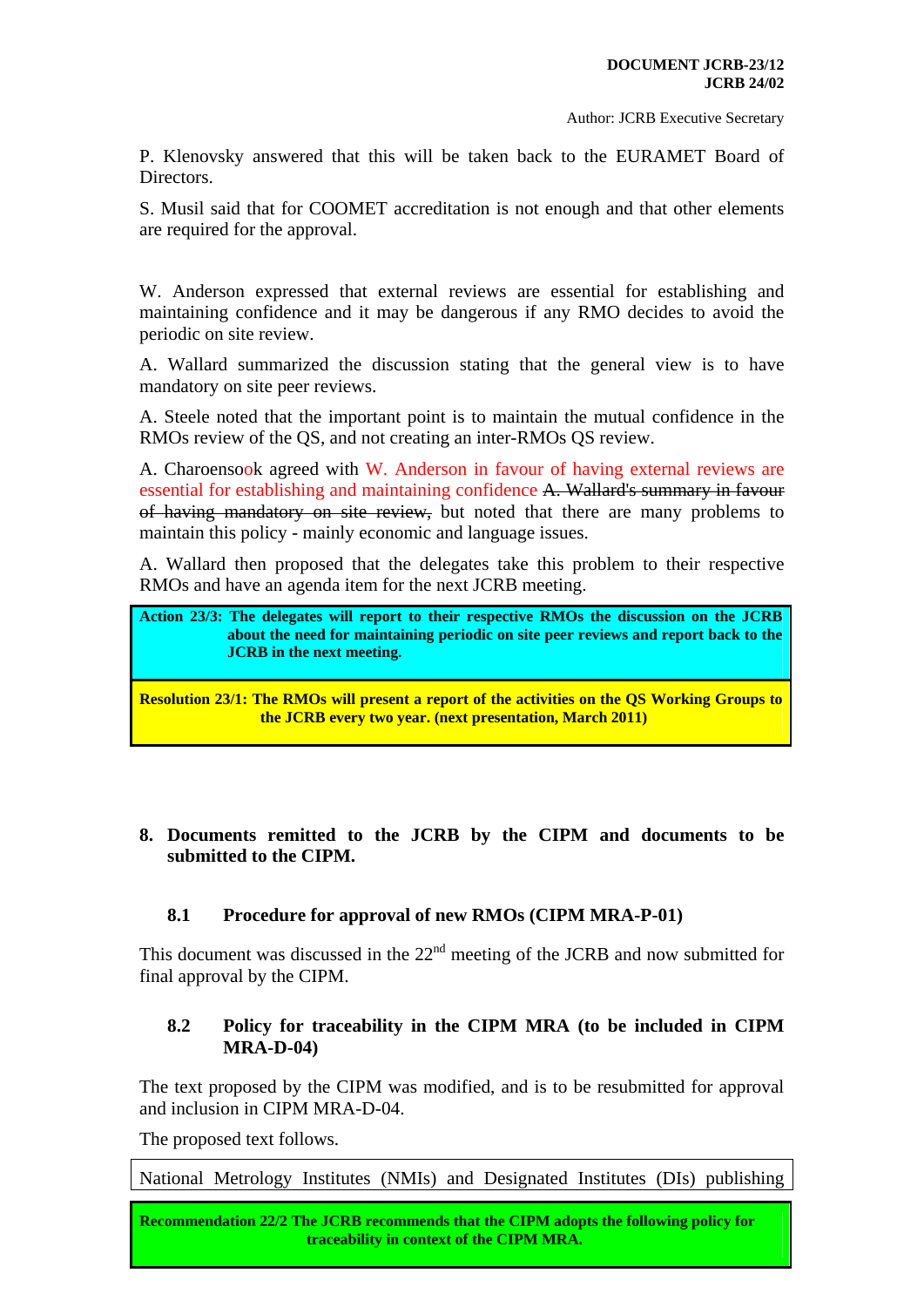P. Klenovsky answered that this will be taken back to the EURAMET Board of Directors.

S. Musil said that for COOMET accreditation is not enough and that other elements are required for the approval.

W. Anderson expressed that external reviews are essential for establishing and maintaining confidence and it may be dangerous if any RMO decides to avoid the periodic on site review.

A. Wallard summarized the discussion stating that the general view is to have mandatory on site peer reviews.

A. Steele noted that the important point is to maintain the mutual confidence in the RMOs review of the QS, and not creating an inter-RMOs QS review.

A. Charoensook agreed with W. Anderson in favour of having external reviews are essential for establishing and maintaining confidence ~~A. Wallard's summary in favour of having mandatory on site review,~~ but noted that there are many problems to maintain this policy - mainly economic and language issues.

A. Wallard then proposed that the delegates take this problem to their respective RMOs and have an agenda item for the next JCRB meeting.

**Action 23/3: The delegates will report to their respective RMOs the discussion on the JCRB about the need for maintaining periodic on site peer reviews and report back to the JCRB in the next meeting.**

**Resolution 23/1: The RMOs will present a report of the activities on the QS Working Groups to the JCRB every two year. (next presentation, March 2011)**

## 8. Documents remitted to the JCRB by the CIPM and documents to be submitted to the CIPM.

### 8.1 Procedure for approval of new RMOs (CIPM MRA-P-01)

This document was discussed in the 22[nd] meeting of the JCRB and now submitted for final approval by the CIPM.

### 8.2 Policy for traceability in the CIPM MRA (to be included in CIPM MRA-D-04)

The text proposed by the CIPM was modified, and is to be resubmitted for approval and inclusion in CIPM MRA-D-04.

The proposed text follows.

National Metrology Institutes (NMIs) and Designated Institutes (DIs) publishing

**Recommendation 22/2 The JCRB recommends that the CIPM adopts the following policy for traceability in context of the CIPM MRA.**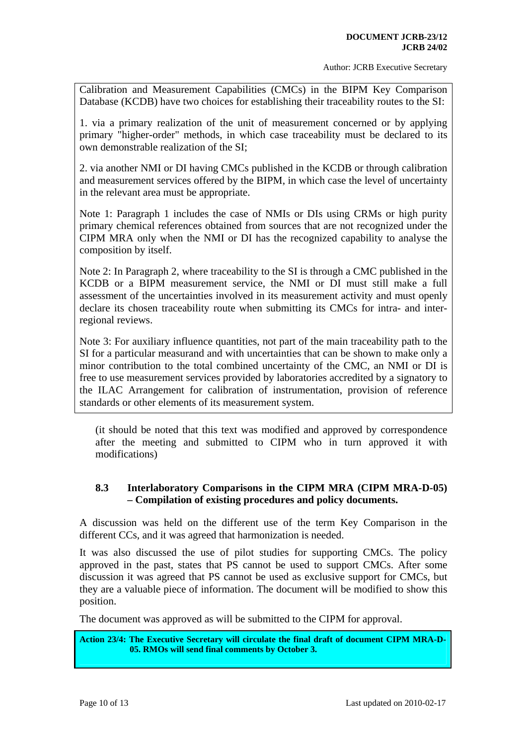Calibration and Measurement Capabilities (CMCs) in the BIPM Key Comparison Database (KCDB) have two choices for establishing their traceability routes to the SI:

1. via a primary realization of the unit of measurement concerned or by applying primary "higher-order" methods, in which case traceability must be declared to its own demonstrable realization of the SI;

2. via another NMI or DI having CMCs published in the KCDB or through calibration and measurement services offered by the BIPM, in which case the level of uncertainty in the relevant area must be appropriate.

Note 1: Paragraph 1 includes the case of NMIs or DIs using CRMs or high purity primary chemical references obtained from sources that are not recognized under the CIPM MRA only when the NMI or DI has the recognized capability to analyse the composition by itself.

Note 2: In Paragraph 2, where traceability to the SI is through a CMC published in the KCDB or a BIPM measurement service, the NMI or DI must still make a full assessment of the uncertainties involved in its measurement activity and must openly declare its chosen traceability route when submitting its CMCs for intra- and inter-regional reviews.

Note 3: For auxiliary influence quantities, not part of the main traceability path to the SI for a particular measurand and with uncertainties that can be shown to make only a minor contribution to the total combined uncertainty of the CMC, an NMI or DI is free to use measurement services provided by laboratories accredited by a signatory to the ILAC Arrangement for calibration of instrumentation, provision of reference standards or other elements of its measurement system.

(it should be noted that this text was modified and approved by correspondence after the meeting and submitted to CIPM who in turn approved it with modifications)

### 8.3 Interlaboratory Comparisons in the CIPM MRA (CIPM MRA-D-05) – Compilation of existing procedures and policy documents.

A discussion was held on the different use of the term Key Comparison in the different CCs, and it was agreed that harmonization is needed.

It was also discussed the use of pilot studies for supporting CMCs. The policy approved in the past, states that PS cannot be used to support CMCs. After some discussion it was agreed that PS cannot be used as exclusive support for CMCs, but they are a valuable piece of information. The document will be modified to show this position.

The document was approved as will be submitted to the CIPM for approval.

**Action 23/4: The Executive Secretary will circulate the final draft of document CIPM MRA-D-05. RMOs will send final comments by October 3.**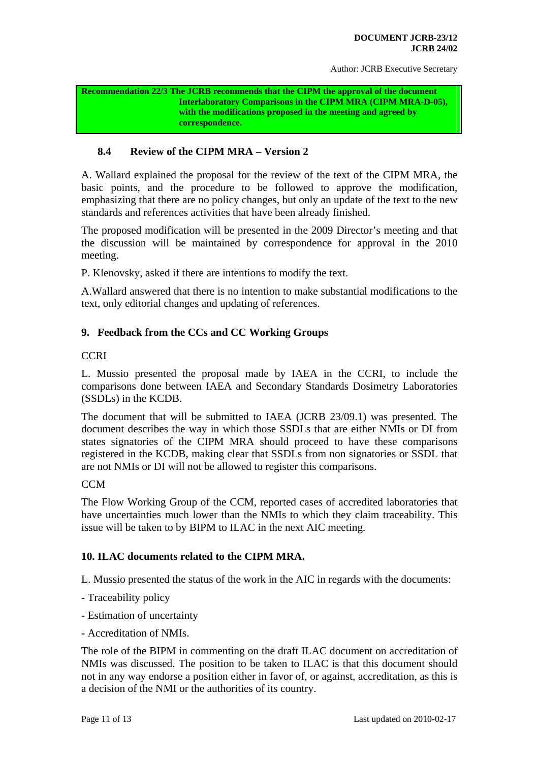**Recommendation 22/3 The JCRB recommends that the CIPM the approval of the document Interlaboratory Comparisons in the CIPM MRA (CIPM MRA-D-05), with the modifications proposed in the meeting and agreed by correspondence.**

### 8.4 Review of the CIPM MRA – Version 2

A. Wallard explained the proposal for the review of the text of the CIPM MRA, the basic points, and the procedure to be followed to approve the modification, emphasizing that there are no policy changes, but only an update of the text to the new standards and references activities that have been already finished.

The proposed modification will be presented in the 2009 Director's meeting and that the discussion will be maintained by correspondence for approval in the 2010 meeting.

P. Klenovsky, asked if there are intentions to modify the text.

A.Wallard answered that there is no intention to make substantial modifications to the text, only editorial changes and updating of references.

## 9. Feedback from the CCs and CC Working Groups

CCRI

L. Mussio presented the proposal made by IAEA in the CCRI, to include the comparisons done between IAEA and Secondary Standards Dosimetry Laboratories (SSDLs) in the KCDB.

The document that will be submitted to IAEA (JCRB 23/09.1) was presented. The document describes the way in which those SSDLs that are either NMIs or DI from states signatories of the CIPM MRA should proceed to have these comparisons registered in the KCDB, making clear that SSDLs from non signatories or SSDL that are not NMIs or DI will not be allowed to register this comparisons.

CCM

The Flow Working Group of the CCM, reported cases of accredited laboratories that have uncertainties much lower than the NMIs to which they claim traceability. This issue will be taken to by BIPM to ILAC in the next AIC meeting.

## 10. ILAC documents related to the CIPM MRA.

L. Mussio presented the status of the work in the AIC in regards with the documents:

- Traceability policy
- Estimation of uncertainty
- Accreditation of NMIs.

The role of the BIPM in commenting on the draft ILAC document on accreditation of NMIs was discussed. The position to be taken to ILAC is that this document should not in any way endorse a position either in favor of, or against, accreditation, as this is a decision of the NMI or the authorities of its country.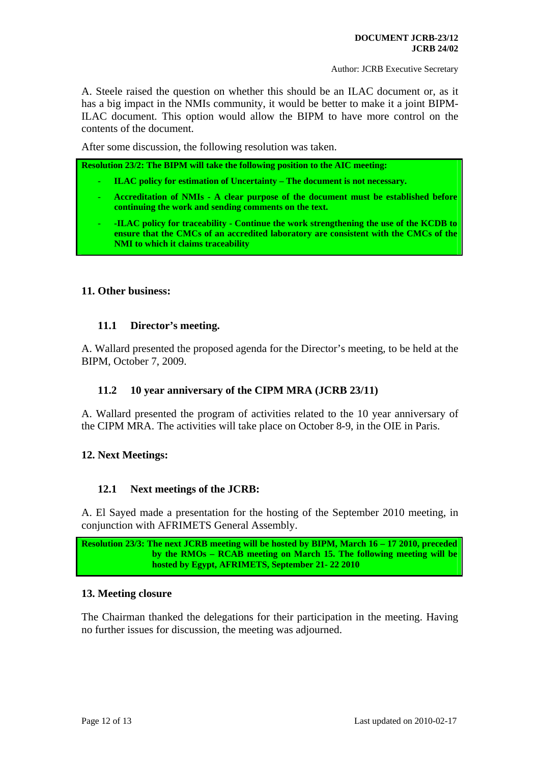A. Steele raised the question on whether this should be an ILAC document or, as it has a big impact in the NMIs community, it would be better to make it a joint BIPM-ILAC document. This option would allow the BIPM to have more control on the contents of the document.

After some discussion, the following resolution was taken.

**Resolution 23/2: The BIPM will take the following position to the AIC meeting:**

- **ILAC policy for estimation of Uncertainty – The document is not necessary.**
- **Accreditation of NMIs - A clear purpose of the document must be established before continuing the work and sending comments on the text.**
- **-ILAC policy for traceability - Continue the work strengthening the use of the KCDB to ensure that the CMCs of an accredited laboratory are consistent with the CMCs of the NMI to which it claims traceability**

## 11. Other business:

### 11.1 Director's meeting.

A. Wallard presented the proposed agenda for the Director's meeting, to be held at the BIPM, October 7, 2009.

### 11.2 10 year anniversary of the CIPM MRA (JCRB 23/11)

A. Wallard presented the program of activities related to the 10 year anniversary of the CIPM MRA. The activities will take place on October 8-9, in the OIE in Paris.

## 12. Next Meetings:

### 12.1 Next meetings of the JCRB:

A. El Sayed made a presentation for the hosting of the September 2010 meeting, in conjunction with AFRIMETS General Assembly.

**Resolution 23/3: The next JCRB meeting will be hosted by BIPM, March 16 – 17 2010, preceded by the RMOs – RCAB meeting on March 15. The following meeting will be hosted by Egypt, AFRIMETS, September 21- 22 2010**

## 13. Meeting closure

The Chairman thanked the delegations for their participation in the meeting. Having no further issues for discussion, the meeting was adjourned.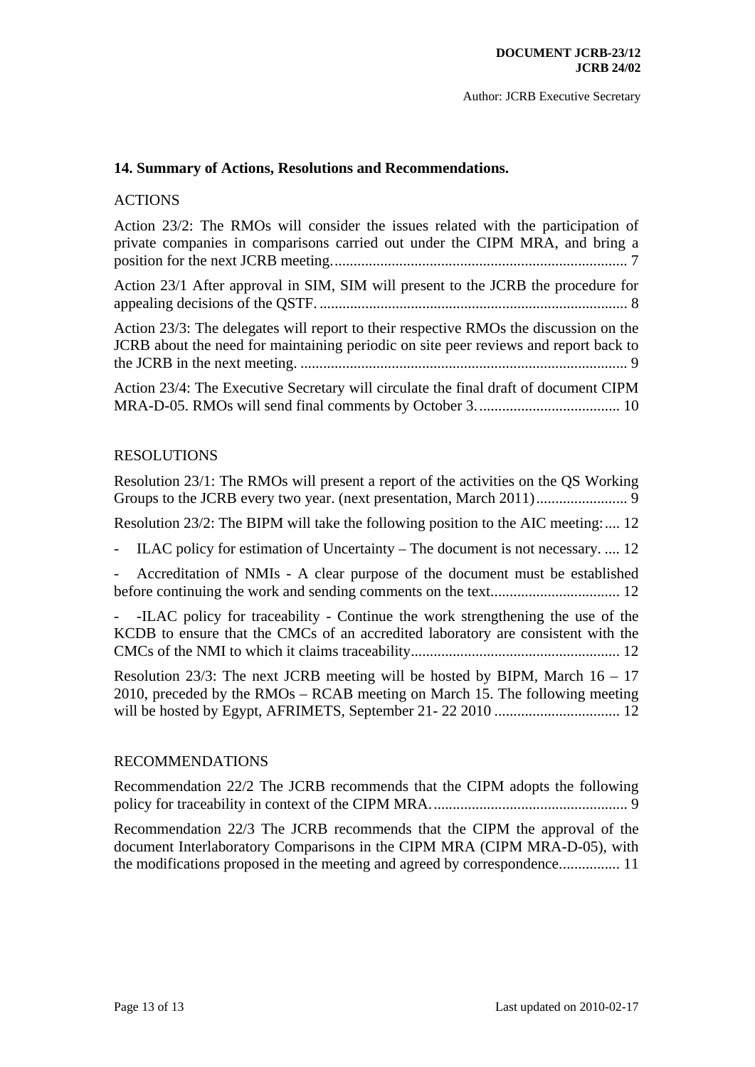## 14. Summary of Actions, Resolutions and Recommendations.

ACTIONS

Action 23/2: The RMOs will consider the issues related with the participation of private companies in comparisons carried out under the CIPM MRA, and bring a position for the next JCRB meeting............................................................................ 7

Action 23/1 After approval in SIM, SIM will present to the JCRB the procedure for appealing decisions of the QSTF. ................................................................................ 8

Action 23/3: The delegates will report to their respective RMOs the discussion on the JCRB about the need for maintaining periodic on site peer reviews and report back to the JCRB in the next meeting. ..................................................................................... 9

Action 23/4: The Executive Secretary will circulate the final draft of document CIPM MRA-D-05. RMOs will send final comments by October 3. .................................... 10

RESOLUTIONS

Resolution 23/1: The RMOs will present a report of the activities on the QS Working Groups to the JCRB every two year. (next presentation, March 2011)........................ 9

Resolution 23/2: The BIPM will take the following position to the AIC meeting:.... 12

- ILAC policy for estimation of Uncertainty – The document is not necessary. .... 12

- Accreditation of NMIs - A clear purpose of the document must be established before continuing the work and sending comments on the text.................................. 12

- -ILAC policy for traceability - Continue the work strengthening the use of the KCDB to ensure that the CMCs of an accredited laboratory are consistent with the CMCs of the NMI to which it claims traceability...................................................... 12

Resolution 23/3: The next JCRB meeting will be hosted by BIPM, March 16 – 17 2010, preceded by the RMOs – RCAB meeting on March 15. The following meeting will be hosted by Egypt, AFRIMETS, September 21- 22 2010 ................................. 12

RECOMMENDATIONS

Recommendation 22/2 The JCRB recommends that the CIPM adopts the following policy for traceability in context of the CIPM MRA. .................................................. 9

Recommendation 22/3 The JCRB recommends that the CIPM the approval of the document Interlaboratory Comparisons in the CIPM MRA (CIPM MRA-D-05), with the modifications proposed in the meeting and agreed by correspondence................ 11